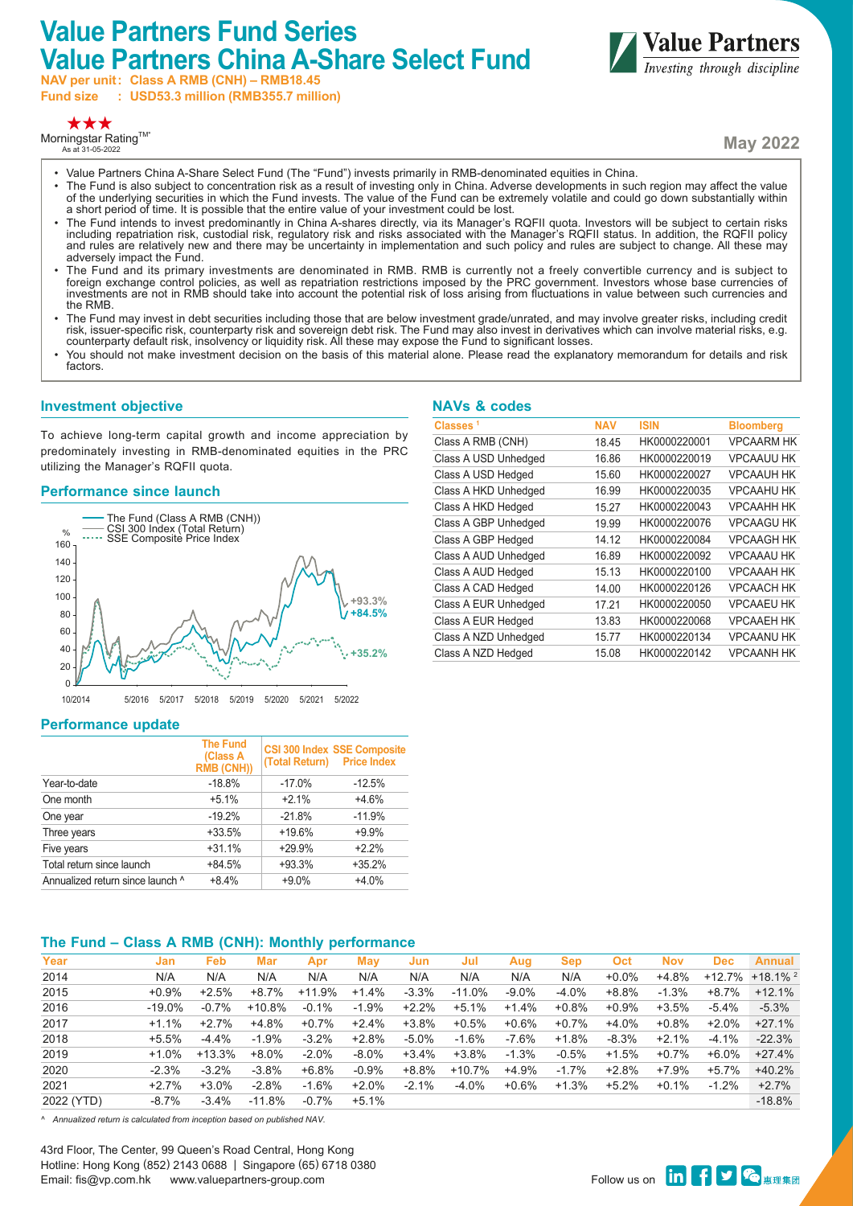# Value Partners Fund Series
# Value Partners China A-Share Select Fund

**NAV per unit: Class A RMB (CNH) – RMB18.45**
**Fund size : USD53.3 million (RMB355.7 million)**

★★★
Morningstar Rating™*
As at 31-05-2022

**May 2022**

- Value Partners China A-Share Select Fund (The "Fund") invests primarily in RMB-denominated equities in China.
- The Fund is also subject to concentration risk as a result of investing only in China. Adverse developments in such region may affect the value of the underlying securities in which the Fund invests. The value of the Fund can be extremely volatile and could go down substantially within a short period of time. It is possible that the entire value of your investment could be lost.
- The Fund intends to invest predominantly in China A-shares directly, via its Manager's RQFII quota. Investors will be subject to certain risks including repatriation risk, custodial risk, regulatory risk and risks associated with the Manager's RQFII status. In addition, the RQFII policy and rules are relatively new and there may be uncertainty in implementation and such policy and rules are subject to change. All these may adversely impact the Fund.
- The Fund and its primary investments are denominated in RMB. RMB is currently not a freely convertible currency and is subject to foreign exchange control policies, as well as repatriation restrictions imposed by the PRC government. Investors whose base currencies of investments are not in RMB should take into account the potential risk of loss arising from fluctuations in value between such currencies and the RMB.
- The Fund may invest in debt securities including those that are below investment grade/unrated, and may involve greater risks, including credit risk, issuer-specific risk, counterparty risk and sovereign debt risk. The Fund may also invest in derivatives which can involve material risks, e.g. counterparty default risk, insolvency or liquidity risk. All these may expose the Fund to significant losses.
- You should not make investment decision on the basis of this material alone. Please read the explanatory memorandum for details and risk factors.

## Investment objective

To achieve long-term capital growth and income appreciation by predominately investing in RMB-denominated equities in the PRC utilizing the Manager's RQFII quota.

## Performance since launch

Legend: The Fund (Class A RMB (CNH)); CSI 300 Index (Total Return); SSE Composite Price Index

+93.3% / +84.5% / +35.2%

## Performance update

| | The Fund (Class A RMB (CNH)) | CSI 300 Index (Total Return) | SSE Composite Price Index |
|---|---|---|---|
| Year-to-date | -18.8% | -17.0% | -12.5% |
| One month | +5.1% | +2.1% | +4.6% |
| One year | -19.2% | -21.8% | -11.9% |
| Three years | +33.5% | +19.6% | +9.9% |
| Five years | +31.1% | +29.9% | +2.2% |
| Total return since launch | +84.5% | +93.3% | +35.2% |
| Annualized return since launch ^ | +8.4% | +9.0% | +4.0% |

## NAVs & codes

| Classes [1] | NAV | ISIN | Bloomberg |
|---|---|---|---|
| Class A RMB (CNH) | 18.45 | HK0000220001 | VPCAARM HK |
| Class A USD Unhedged | 16.86 | HK0000220019 | VPCAAUU HK |
| Class A USD Hedged | 15.60 | HK0000220027 | VPCAAUH HK |
| Class A HKD Unhedged | 16.99 | HK0000220035 | VPCAAHU HK |
| Class A HKD Hedged | 15.27 | HK0000220043 | VPCAAHH HK |
| Class A GBP Unhedged | 19.99 | HK0000220076 | VPCAAGU HK |
| Class A GBP Hedged | 14.12 | HK0000220084 | VPCAAGH HK |
| Class A AUD Unhedged | 16.89 | HK0000220092 | VPCAAAU HK |
| Class A AUD Hedged | 15.13 | HK0000220100 | VPCAAAH HK |
| Class A CAD Hedged | 14.00 | HK0000220126 | VPCAACH HK |
| Class A EUR Unhedged | 17.21 | HK0000220050 | VPCAAEU HK |
| Class A EUR Hedged | 13.83 | HK0000220068 | VPCAAEH HK |
| Class A NZD Unhedged | 15.77 | HK0000220134 | VPCAANU HK |
| Class A NZD Hedged | 15.08 | HK0000220142 | VPCAANH HK |

## The Fund – Class A RMB (CNH): Monthly performance

| Year | Jan | Feb | Mar | Apr | May | Jun | Jul | Aug | Sep | Oct | Nov | Dec | Annual |
|---|---|---|---|---|---|---|---|---|---|---|---|---|---|
| 2014 | N/A | N/A | N/A | N/A | N/A | N/A | N/A | N/A | N/A | +0.0% | +4.8% | +12.7% | +18.1% [2] |
| 2015 | +0.9% | +2.5% | +8.7% | +11.9% | +1.4% | -3.3% | -11.0% | -9.0% | -4.0% | +8.8% | -1.3% | +8.7% | +12.1% |
| 2016 | -19.0% | -0.7% | +10.8% | -0.1% | -1.9% | +2.2% | +5.1% | +1.4% | +0.8% | +0.9% | +3.5% | -5.4% | -5.3% |
| 2017 | +1.1% | +2.7% | +4.8% | +0.7% | +2.4% | +3.8% | +0.5% | +0.6% | +0.7% | +4.0% | +0.8% | +2.0% | +27.1% |
| 2018 | +5.5% | -4.4% | -1.9% | -3.2% | +2.8% | -5.0% | -1.6% | -7.6% | +1.8% | -8.3% | +2.1% | -4.1% | -22.3% |
| 2019 | +1.0% | +13.3% | +8.0% | -2.0% | -8.0% | +3.4% | +3.8% | -1.3% | -0.5% | +1.5% | +0.7% | +6.0% | +27.4% |
| 2020 | -2.3% | -3.2% | -3.8% | +6.8% | -0.9% | +8.8% | +10.7% | +4.9% | -1.7% | +2.8% | +7.9% | +5.7% | +40.2% |
| 2021 | +2.7% | +3.0% | -2.8% | -1.6% | +2.0% | -2.1% | -4.0% | +0.6% | +1.3% | +5.2% | +0.1% | -1.2% | +2.7% |
| 2022 (YTD) | -8.7% | -3.4% | -11.8% | -0.7% | +5.1% | | | | | | | | -18.8% |

*^ Annualized return is calculated from inception based on published NAV.*

43rd Floor, The Center, 99 Queen's Road Central, Hong Kong
Hotline: Hong Kong (852) 2143 0688 | Singapore (65) 6718 0380
Email: fis@vp.com.hk www.valuepartners-group.com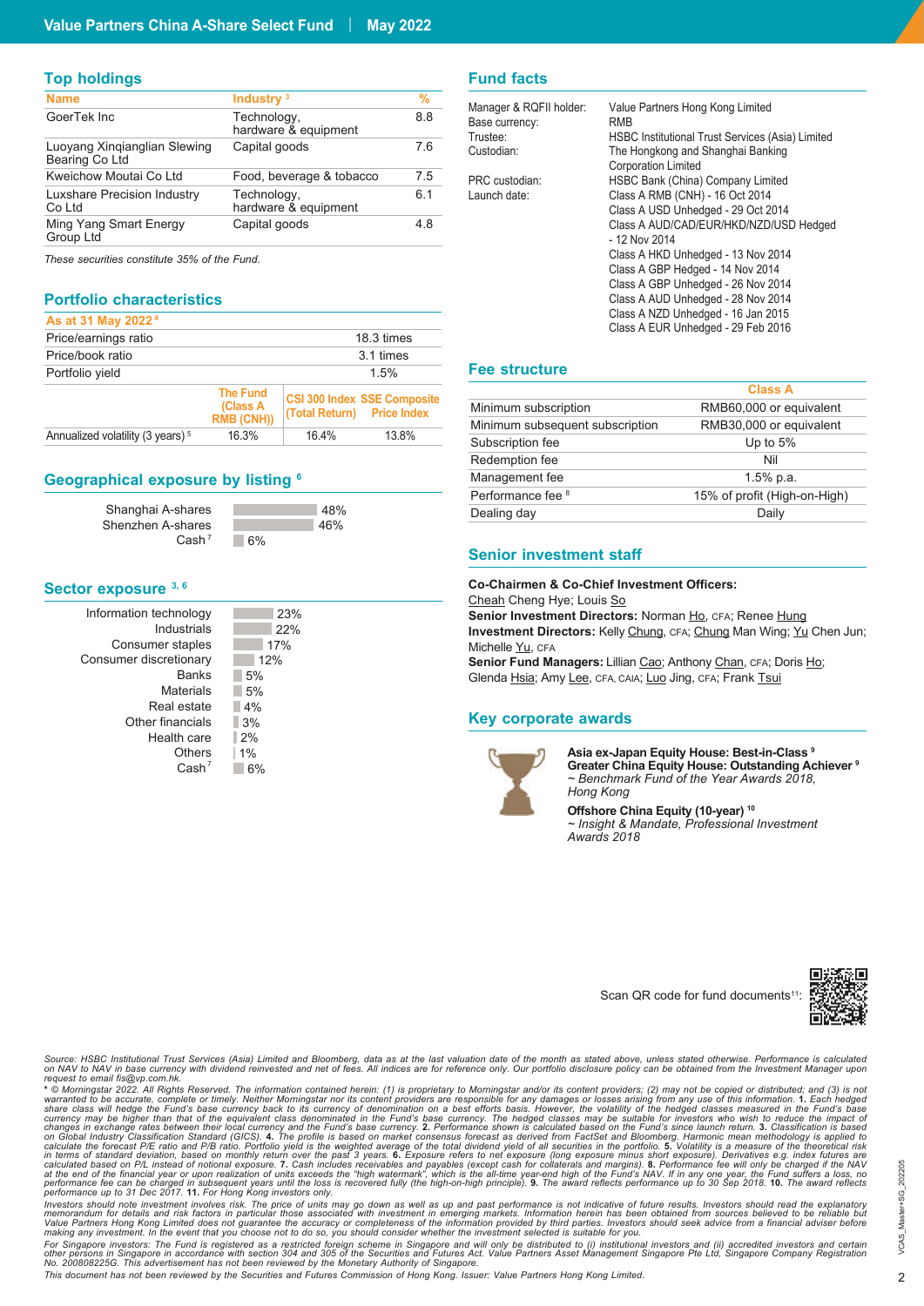## Top holdings

| Name | Industry [3] | % |
|---|---|---|
| GoerTek Inc | Technology, hardware & equipment | 8.8 |
| Luoyang Xinqianglian Slewing Bearing Co Ltd | Capital goods | 7.6 |
| Kweichow Moutai Co Ltd | Food, beverage & tobacco | 7.5 |
| Luxshare Precision Industry Co Ltd | Technology, hardware & equipment | 6.1 |
| Ming Yang Smart Energy Group Ltd | Capital goods | 4.8 |

*These securities constitute 35% of the Fund.*

## Portfolio characteristics

| As at 31 May 2022 [4] | | | |
|---|---|---|---|
| Price/earnings ratio | 18.3 times | | |
| Price/book ratio | 3.1 times | | |
| Portfolio yield | 1.5% | | |
| | The Fund (Class A RMB (CNH)) | CSI 300 Index (Total Return) | SSE Composite Price Index |
| Annualized volatility (3 years) [5] | 16.3% | 16.4% | 13.8% |

## Geographical exposure by listing [6]

Shanghai A-shares 48%
Shenzhen A-shares 46%
Cash [7] 6%

## Sector exposure [3, 6]

Information technology 23%
Industrials 22%
Consumer staples 17%
Consumer discretionary 12%
Banks 5%
Materials 5%
Real estate 4%
Other financials 3%
Health care 2%
Others 1%
Cash [7] 6%

## Fund facts

| | |
|---|---|
| Manager & RQFII holder: | Value Partners Hong Kong Limited |
| Base currency: | RMB |
| Trustee: | HSBC Institutional Trust Services (Asia) Limited |
| Custodian: | The Hongkong and Shanghai Banking Corporation Limited |
| PRC custodian: | HSBC Bank (China) Company Limited |
| Launch date: | Class A RMB (CNH) - 16 Oct 2014<br>Class A USD Unhedged - 29 Oct 2014<br>Class A AUD/CAD/EUR/HKD/NZD/USD Hedged - 12 Nov 2014<br>Class A HKD Unhedged - 13 Nov 2014<br>Class A GBP Hedged - 14 Nov 2014<br>Class A GBP Unhedged - 26 Nov 2014<br>Class A AUD Unhedged - 28 Nov 2014<br>Class A NZD Unhedged - 16 Jan 2015<br>Class A EUR Unhedged - 29 Feb 2016 |

## Fee structure

| | Class A |
|---|---|
| Minimum subscription | RMB60,000 or equivalent |
| Minimum subsequent subscription | RMB30,000 or equivalent |
| Subscription fee | Up to 5% |
| Redemption fee | Nil |
| Management fee | 1.5% p.a. |
| Performance fee [8] | 15% of profit (High-on-High) |
| Dealing day | Daily |

## Senior investment staff

**Co-Chairmen & Co-Chief Investment Officers:** Cheah Cheng Hye; Louis So
**Senior Investment Directors:** Norman Ho, CFA; Renee Hung
**Investment Directors:** Kelly Chung, CFA; Chung Man Wing; Yu Chen Jun; Michelle Yu, CFA
**Senior Fund Managers:** Lillian Cao; Anthony Chan, CFA; Doris Ho; Glenda Hsia; Amy Lee, CFA, CAIA; Luo Jing, CFA; Frank Tsui

## Key corporate awards

**Asia ex-Japan Equity House: Best-in-Class [9]**
**Greater China Equity House: Outstanding Achiever [9]**
*~ Benchmark Fund of the Year Awards 2018, Hong Kong*

**Offshore China Equity (10-year) [10]**
*~ Insight & Mandate, Professional Investment Awards 2018*

Scan QR code for fund documents[11]:

*Source: HSBC Institutional Trust Services (Asia) Limited and Bloomberg, data as at the last valuation date of the month as stated above, unless stated otherwise. Performance is calculated on NAV to NAV in base currency with dividend reinvested and net of fees. All indices are for reference only. Our portfolio disclosure policy can be obtained from the Investment Manager upon request to email fis@vp.com.hk.*

*\* © Morningstar 2022. All Rights Reserved. The information contained herein: (1) is proprietary to Morningstar and/or its content providers; (2) may not be copied or distributed; and (3) is not warranted to be accurate, complete or timely. Neither Morningstar nor its content providers are responsible for any damages or losses arising from any use of this information. **1.** Each hedged share class will hedge the Fund's base currency back to its currency of denomination on a best efforts basis. However, the volatility of the hedged classes measured in the Fund's base currency may be higher than that of the equivalent class denominated in the Fund's base currency. The hedged classes may be suitable for investors who wish to reduce the impact of changes in exchange rates between their local currency and the Fund's base currency. **2.** Performance shown is calculated based on the Fund's since launch return. **3.** Classification is based on Global Industry Classification Standard (GICS). **4.** The profile is based on market consensus forecast as derived from FactSet and Bloomberg. Harmonic mean methodology is applied to calculate the forecast P/E ratio and P/B ratio. Portfolio yield is the weighted average of the total dividend yield of all securities in the portfolio. **5.** Volatility is a measure of the theoretical risk in terms of standard deviation, based on monthly return over the past 3 years. **6.** Exposure refers to net exposure (long exposure minus short exposure). Derivatives e.g. index futures are calculated based on P/L instead of notional exposure. **7.** Cash includes receivables and payables (except cash for collaterals and margins). **8.** Performance fee will only be charged if the NAV at the end of the financial year or upon realization of units exceeds the "high watermark", which is the all-time year-end high of the Fund's NAV. If in any one year, the Fund suffers a loss, no performance fee can be charged in subsequent years until the loss is recovered fully (the high-on-high principle). **9.** The award reflects performance up to 30 Sep 2018. **10.** The award reflects performance up to 31 Dec 2017. **11.** For Hong Kong investors only.*

*Investors should note investment involves risk. The price of units may go down as well as up and past performance is not indicative of future results. Investors should read the explanatory memorandum for details and risk factors in particular those associated with investment in emerging markets. Information herein has been obtained from sources believed to be reliable but Value Partners Hong Kong Limited does not guarantee the accuracy or completeness of the information provided by third parties. Investors should seek advice from a financial adviser before making any investment. In the event that you choose not to do so, you should consider whether the investment selected is suitable for you.*

*For Singapore investors: The Fund is registered as a restricted foreign scheme in Singapore and will only be distributed to (i) institutional investors and (ii) accredited investors and certain other persons in Singapore in accordance with section 304 and 305 of the Securities and Futures Act. Value Partners Asset Management Singapore Pte Ltd, Singapore Company Registration No. 200808225G. This advertisement has not been reviewed by the Monetary Authority of Singapore.*

*This document has not been reviewed by the Securities and Futures Commission of Hong Kong. Issuer: Value Partners Hong Kong Limited.*

VCAS_Master+SG_202205